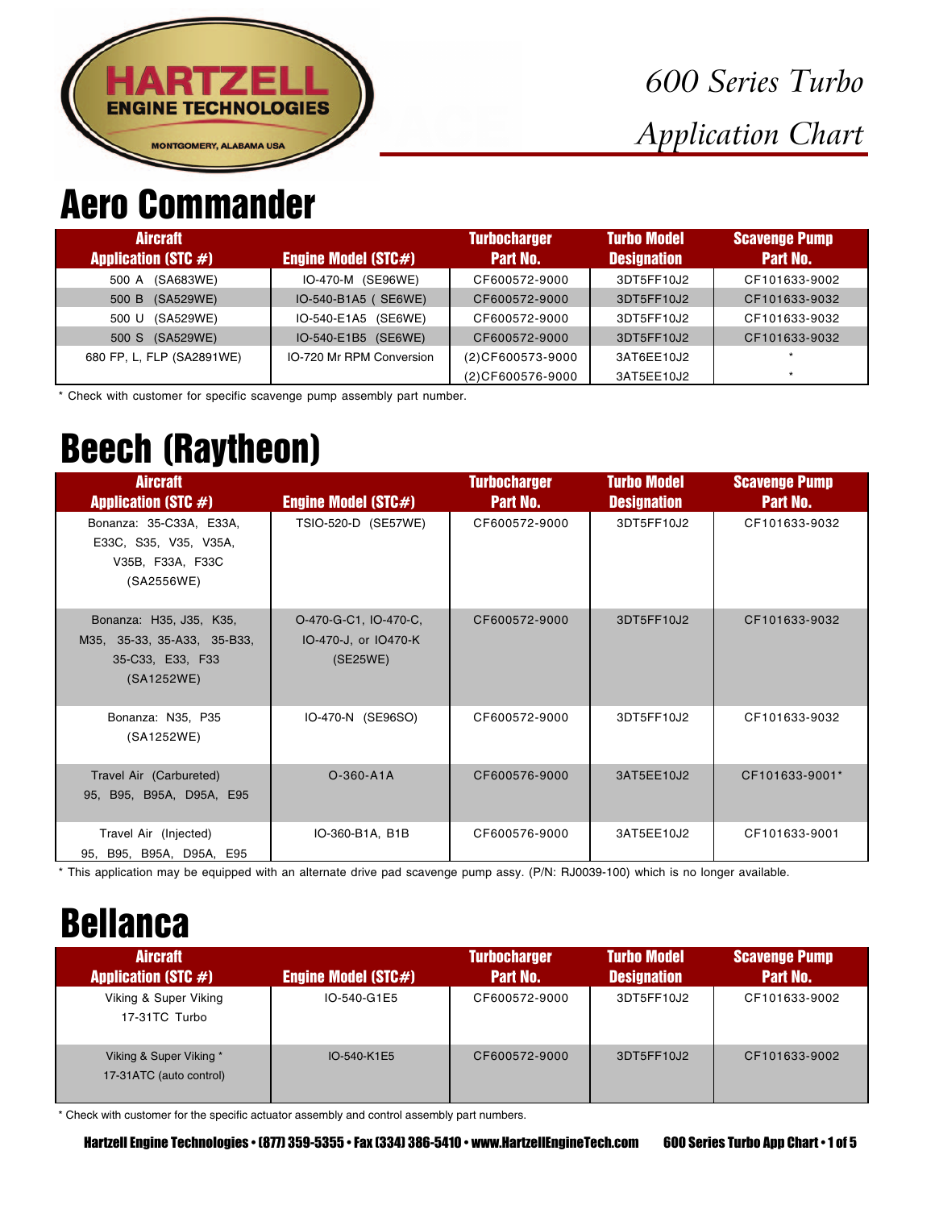HARTZELL ENGINE TECHNOLOGIES
MONTGOMERY, ALABAMA USA

# 600 Series Turbo Application Chart

## Aero Commander

| Aircraft Application (STC #) | Engine Model (STC#) | Turbocharger Part No. | Turbo Model Designation | Scavenge Pump Part No. |
|---|---|---|---|---|
| 500 A (SA683WE) | IO-470-M (SE96WE) | CF600572-9000 | 3DT5FF10J2 | CF101633-9002 |
| 500 B (SA529WE) | IO-540-B1A5 ( SE6WE) | CF600572-9000 | 3DT5FF10J2 | CF101633-9032 |
| 500 U (SA529WE) | IO-540-E1A5 (SE6WE) | CF600572-9000 | 3DT5FF10J2 | CF101633-9032 |
| 500 S (SA529WE) | IO-540-E1B5 (SE6WE) | CF600572-9000 | 3DT5FF10J2 | CF101633-9032 |
| 680 FP, L, FLP (SA2891WE) | IO-720 Mr RPM Conversion | (2)CF600573-9000 | 3AT6EE10J2 | * |
| | | (2)CF600576-9000 | 3AT5EE10J2 | * |

* Check with customer for specific scavenge pump assembly part number.

## Beech (Raytheon)

| Aircraft Application (STC #) | Engine Model (STC#) | Turbocharger Part No. | Turbo Model Designation | Scavenge Pump Part No. |
|---|---|---|---|---|
| Bonanza: 35-C33A, E33A, E33C, S35, V35, V35A, V35B, F33A, F33C (SA2556WE) | TSIO-520-D (SE57WE) | CF600572-9000 | 3DT5FF10J2 | CF101633-9032 |
| Bonanza: H35, J35, K35, M35, 35-33, 35-A33, 35-B33, 35-C33, E33, F33 (SA1252WE) | O-470-G-C1, IO-470-C, IO-470-J, or IO470-K (SE25WE) | CF600572-9000 | 3DT5FF10J2 | CF101633-9032 |
| Bonanza: N35, P35 (SA1252WE) | IO-470-N (SE96SO) | CF600572-9000 | 3DT5FF10J2 | CF101633-9032 |
| Travel Air (Carbureted) 95, B95, B95A, D95A, E95 | O-360-A1A | CF600576-9000 | 3AT5EE10J2 | CF101633-9001* |
| Travel Air (Injected) 95, B95, B95A, D95A, E95 | IO-360-B1A, B1B | CF600576-9000 | 3AT5EE10J2 | CF101633-9001 |

* This application may be equipped with an alternate drive pad scavenge pump assy. (P/N: RJ0039-100) which is no longer available.

## Bellanca

| Aircraft Application (STC #) | Engine Model (STC#) | Turbocharger Part No. | Turbo Model Designation | Scavenge Pump Part No. |
|---|---|---|---|---|
| Viking & Super Viking 17-31TC Turbo | IO-540-G1E5 | CF600572-9000 | 3DT5FF10J2 | CF101633-9002 |
| Viking & Super Viking * 17-31ATC (auto control) | IO-540-K1E5 | CF600572-9000 | 3DT5FF10J2 | CF101633-9002 |

* Check with customer for the specific actuator assembly and control assembly part numbers.

Hartzell Engine Technologies • (877) 359-5355 • Fax (334) 386-5410 • www.HartzellEngineTech.com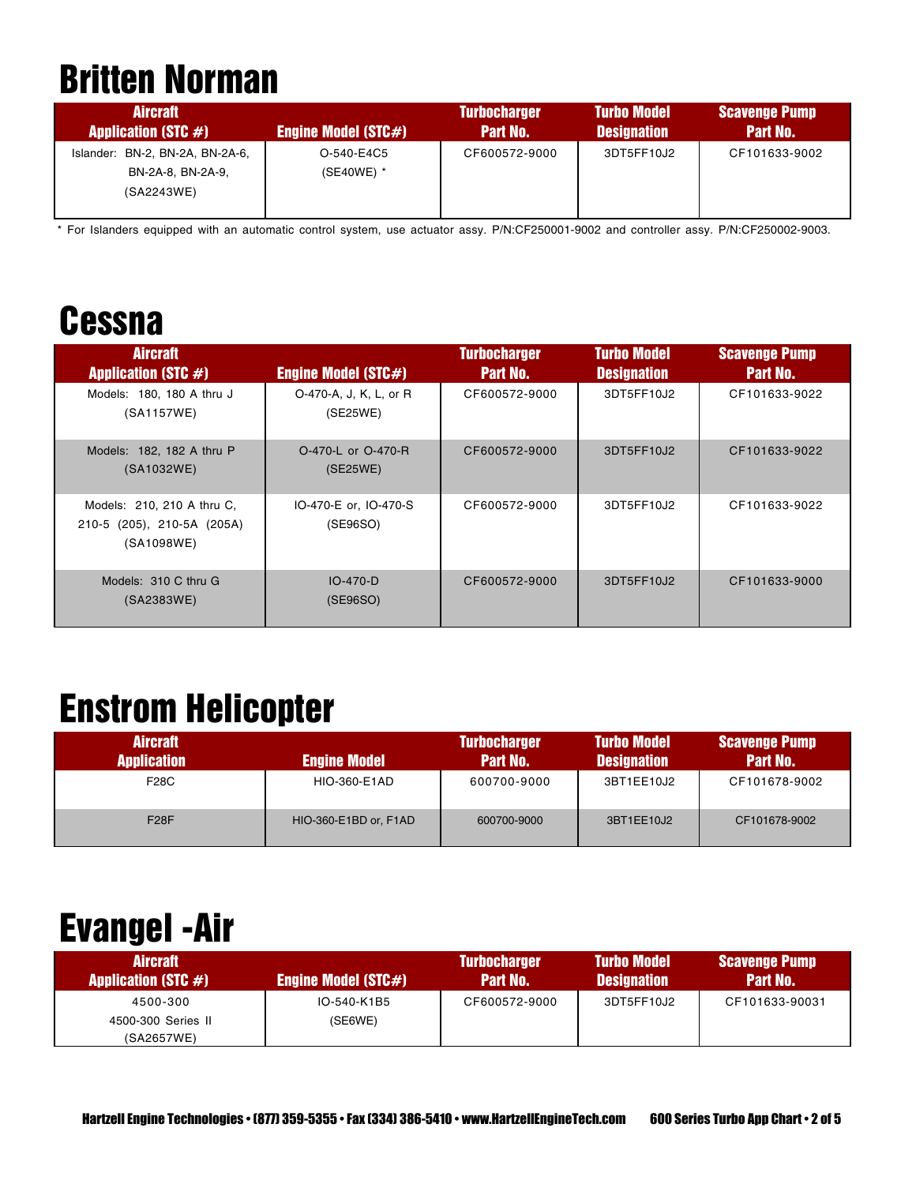# Britten Norman

| Aircraft Application (STC #) | Engine Model (STC#) | Turbocharger Part No. | Turbo Model Designation | Scavenge Pump Part No. |
|---|---|---|---|---|
| Islander: BN-2, BN-2A, BN-2A-6, BN-2A-8, BN-2A-9, (SA2243WE) | O-540-E4C5 (SE40WE) * | CF600572-9000 | 3DT5FF10J2 | CF101633-9002 |

* For Islanders equipped with an automatic control system, use actuator assy. P/N:CF250001-9002 and controller assy. P/N:CF250002-9003.

# Cessna

| Aircraft Application (STC #) | Engine Model (STC#) | Turbocharger Part No. | Turbo Model Designation | Scavenge Pump Part No. |
|---|---|---|---|---|
| Models: 180, 180 A thru J (SA1157WE) | O-470-A, J, K, L, or R (SE25WE) | CF600572-9000 | 3DT5FF10J2 | CF101633-9022 |
| Models: 182, 182 A thru P (SA1032WE) | O-470-L or O-470-R (SE25WE) | CF600572-9000 | 3DT5FF10J2 | CF101633-9022 |
| Models: 210, 210 A thru C, 210-5 (205), 210-5A (205A) (SA1098WE) | IO-470-E or, IO-470-S (SE96SO) | CF600572-9000 | 3DT5FF10J2 | CF101633-9022 |
| Models: 310 C thru G (SA2383WE) | IO-470-D (SE96SO) | CF600572-9000 | 3DT5FF10J2 | CF101633-9000 |

# Enstrom Helicopter

| Aircraft Application | Engine Model | Turbocharger Part No. | Turbo Model Designation | Scavenge Pump Part No. |
|---|---|---|---|---|
| F28C | HIO-360-E1AD | 600700-9000 | 3BT1EE10J2 | CF101678-9002 |
| F28F | HIO-360-E1BD or, F1AD | 600700-9000 | 3BT1EE10J2 | CF101678-9002 |

# Evangel -Air

| Aircraft Application (STC #) | Engine Model (STC#) | Turbocharger Part No. | Turbo Model Designation | Scavenge Pump Part No. |
|---|---|---|---|---|
| 4500-300 4500-300 Series II (SA2657WE) | IO-540-K1B5 (SE6WE) | CF600572-9000 | 3DT5FF10J2 | CF101633-90031 |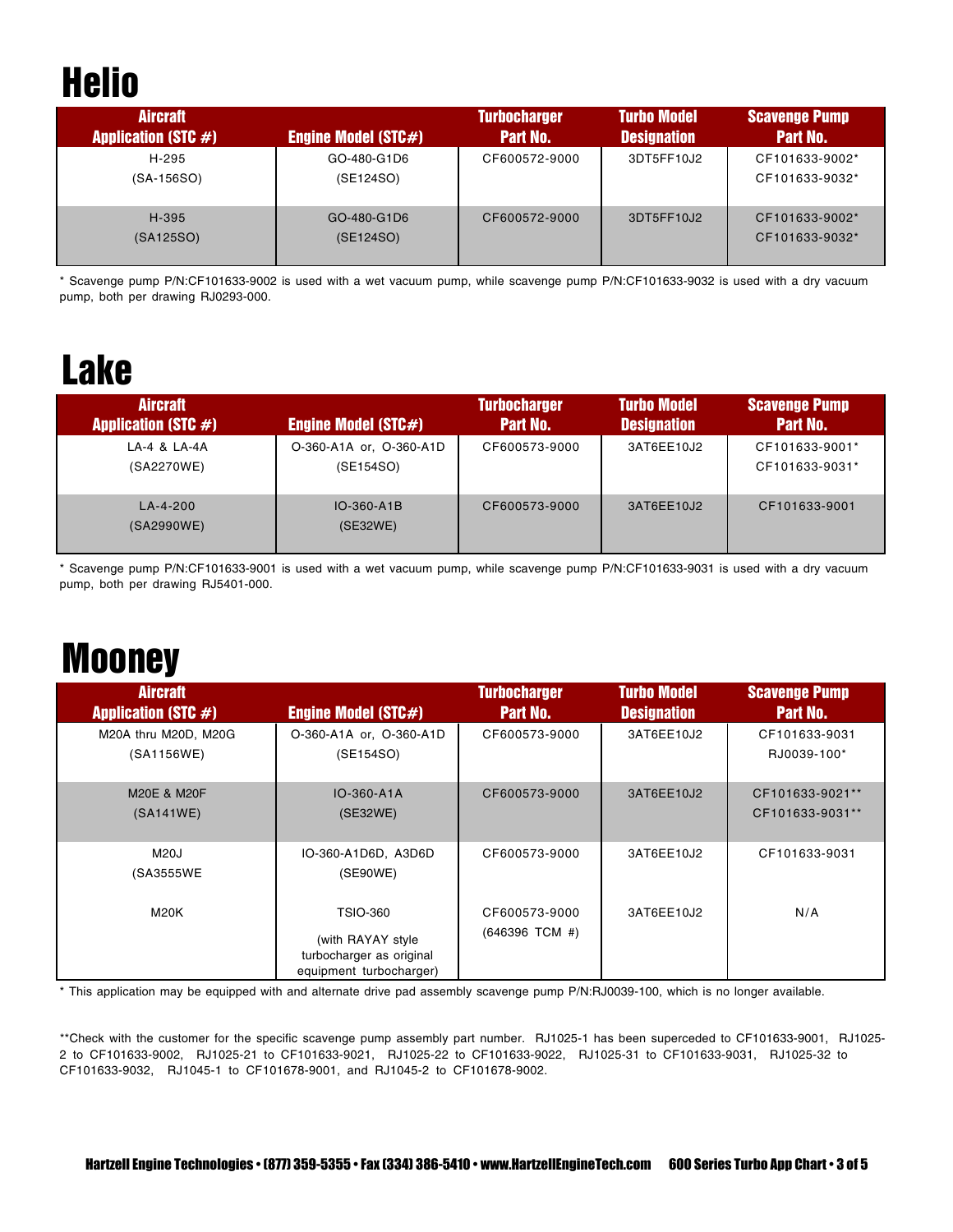# Helio

| Aircraft Application (STC #) | Engine Model (STC#) | Turbocharger Part No. | Turbo Model Designation | Scavenge Pump Part No. |
|---|---|---|---|---|
| H-295 (SA-156SO) | GO-480-G1D6 (SE124SO) | CF600572-9000 | 3DT5FF10J2 | CF101633-9002* CF101633-9032* |
| H-395 (SA125SO) | GO-480-G1D6 (SE124SO) | CF600572-9000 | 3DT5FF10J2 | CF101633-9002* CF101633-9032* |

* Scavenge pump P/N:CF101633-9002 is used with a wet vacuum pump, while scavenge pump P/N:CF101633-9032 is used with a dry vacuum pump, both per drawing RJ0293-000.

# Lake

| Aircraft Application (STC #) | Engine Model (STC#) | Turbocharger Part No. | Turbo Model Designation | Scavenge Pump Part No. |
|---|---|---|---|---|
| LA-4 & LA-4A (SA2270WE) | O-360-A1A or, O-360-A1D (SE154SO) | CF600573-9000 | 3AT6EE10J2 | CF101633-9001* CF101633-9031* |
| LA-4-200 (SA2990WE) | IO-360-A1B (SE32WE) | CF600573-9000 | 3AT6EE10J2 | CF101633-9001 |

* Scavenge pump P/N:CF101633-9001 is used with a wet vacuum pump, while scavenge pump P/N:CF101633-9031 is used with a dry vacuum pump, both per drawing RJ5401-000.

# Mooney

| Aircraft Application (STC #) | Engine Model (STC#) | Turbocharger Part No. | Turbo Model Designation | Scavenge Pump Part No. |
|---|---|---|---|---|
| M20A thru M20D, M20G (SA1156WE) | O-360-A1A or, O-360-A1D (SE154SO) | CF600573-9000 | 3AT6EE10J2 | CF101633-9031 RJ0039-100* |
| M20E & M20F (SA141WE) | IO-360-A1A (SE32WE) | CF600573-9000 | 3AT6EE10J2 | CF101633-9021** CF101633-9031** |
| M20J (SA3555WE | IO-360-A1D6D, A3D6D (SE90WE) | CF600573-9000 | 3AT6EE10J2 | CF101633-9031 |
| M20K | TSIO-360 (with RAYAY style turbocharger as original equipment turbocharger) | CF600573-9000 (646396 TCM #) | 3AT6EE10J2 | N/A |

* This application may be equipped with and alternate drive pad assembly scavenge pump P/N:RJ0039-100, which is no longer available.

**Check with the customer for the specific scavenge pump assembly part number. RJ1025-1 has been superceded to CF101633-9001, RJ1025-2 to CF101633-9002, RJ1025-21 to CF101633-9021, RJ1025-22 to CF101633-9022, RJ1025-31 to CF101633-9031, RJ1025-32 to CF101633-9032, RJ1045-1 to CF101678-9001, and RJ1045-2 to CF101678-9002.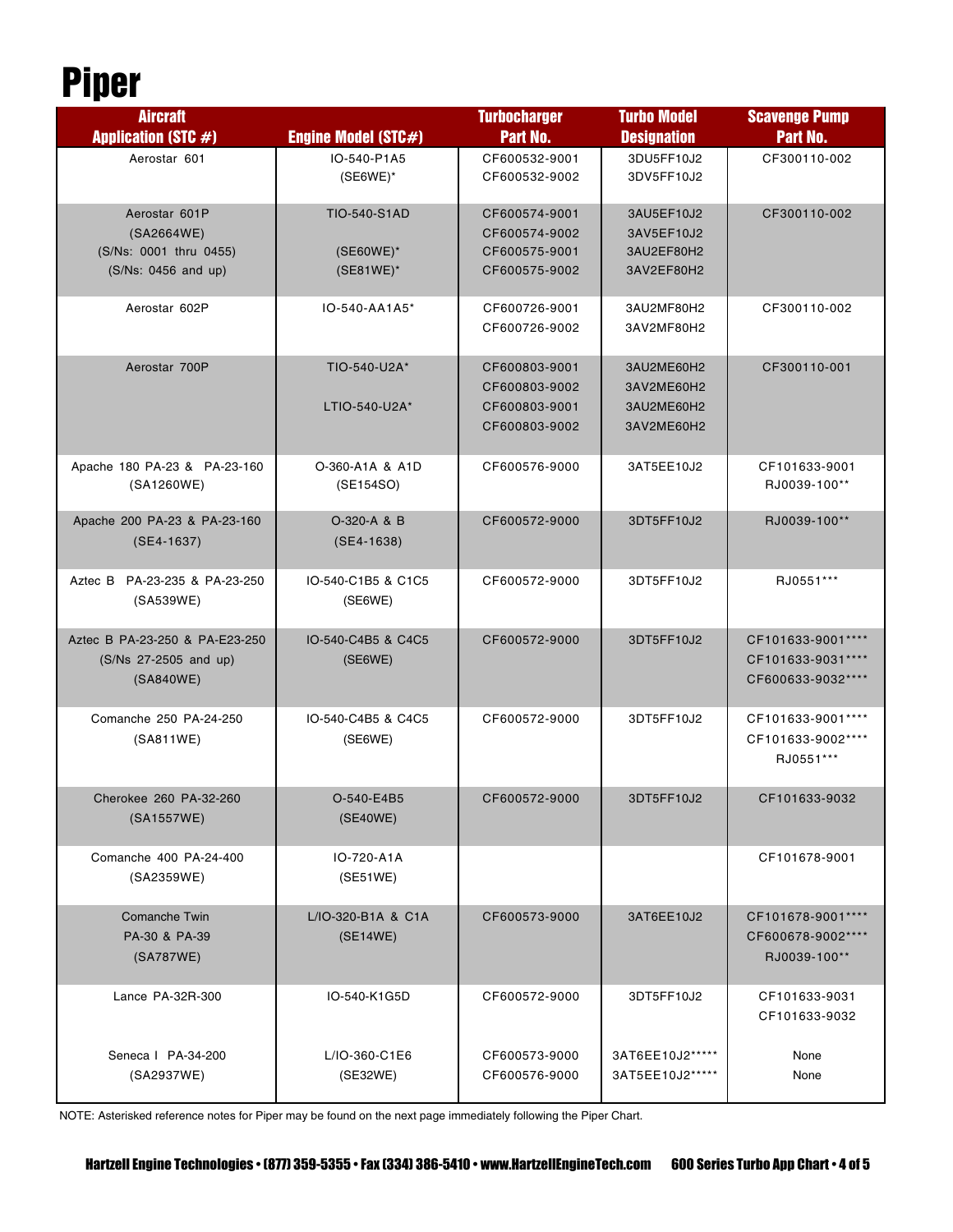# Piper

| Aircraft Application (STC #) | Engine Model (STC#) | Turbocharger Part No. | Turbo Model Designation | Scavenge Pump Part No. |
|---|---|---|---|---|
| Aerostar 601 | IO-540-P1A5<br>(SE6WE)* | CF600532-9001<br>CF600532-9002 | 3DU5FF10J2<br>3DV5FF10J2 | CF300110-002 |
| Aerostar 601P<br>(SA2664WE)<br>(S/Ns: 0001 thru 0455)<br>(S/Ns: 0456 and up) | TIO-540-S1AD<br><br>(SE60WE)*<br>(SE81WE)* | CF600574-9001<br>CF600574-9002<br>CF600575-9001<br>CF600575-9002 | 3AU5EF10J2<br>3AV5EF10J2<br>3AU2EF80H2<br>3AV2EF80H2 | CF300110-002 |
| Aerostar 602P | IO-540-AA1A5* | CF600726-9001<br>CF600726-9002 | 3AU2MF80H2<br>3AV2MF80H2 | CF300110-002 |
| Aerostar 700P | TIO-540-U2A*<br><br>LTIO-540-U2A* | CF600803-9001<br>CF600803-9002<br>CF600803-9001<br>CF600803-9002 | 3AU2ME60H2<br>3AV2ME60H2<br>3AU2ME60H2<br>3AV2ME60H2 | CF300110-001 |
| Apache 180 PA-23 & PA-23-160<br>(SA1260WE) | O-360-A1A & A1D<br>(SE154SO) | CF600576-9000 | 3AT5EE10J2 | CF101633-9001<br>RJ0039-100** |
| Apache 200 PA-23 & PA-23-160<br>(SE4-1637) | O-320-A & B<br>(SE4-1638) | CF600572-9000 | 3DT5FF10J2 | RJ0039-100** |
| Aztec B PA-23-235 & PA-23-250<br>(SA539WE) | IO-540-C1B5 & C1C5<br>(SE6WE) | CF600572-9000 | 3DT5FF10J2 | RJ0551*** |
| Aztec B PA-23-250 & PA-E23-250<br>(S/Ns 27-2505 and up)<br>(SA840WE) | IO-540-C4B5 & C4C5<br>(SE6WE) | CF600572-9000 | 3DT5FF10J2 | CF101633-9001****<br>CF101633-9031****<br>CF600633-9032**** |
| Comanche 250 PA-24-250<br>(SA811WE) | IO-540-C4B5 & C4C5<br>(SE6WE) | CF600572-9000 | 3DT5FF10J2 | CF101633-9001****<br>CF101633-9002****<br>RJ0551*** |
| Cherokee 260 PA-32-260<br>(SA1557WE) | O-540-E4B5<br>(SE40WE) | CF600572-9000 | 3DT5FF10J2 | CF101633-9032 |
| Comanche 400 PA-24-400<br>(SA2359WE) | IO-720-A1A<br>(SE51WE) | | | CF101678-9001 |
| Comanche Twin<br>PA-30 & PA-39<br>(SA787WE) | L/IO-320-B1A & C1A<br>(SE14WE) | CF600573-9000 | 3AT6EE10J2 | CF101678-9001****<br>CF600678-9002****<br>RJ0039-100** |
| Lance PA-32R-300 | IO-540-K1G5D | CF600572-9000 | 3DT5FF10J2 | CF101633-9031<br>CF101633-9032 |
| Seneca I PA-34-200<br>(SA2937WE) | L/IO-360-C1E6<br>(SE32WE) | CF600573-9000<br>CF600576-9000 | 3AT6EE10J2*****<br>3AT5EE10J2***** | None<br>None |

NOTE: Asterisked reference notes for Piper may be found on the next page immediately following the Piper Chart.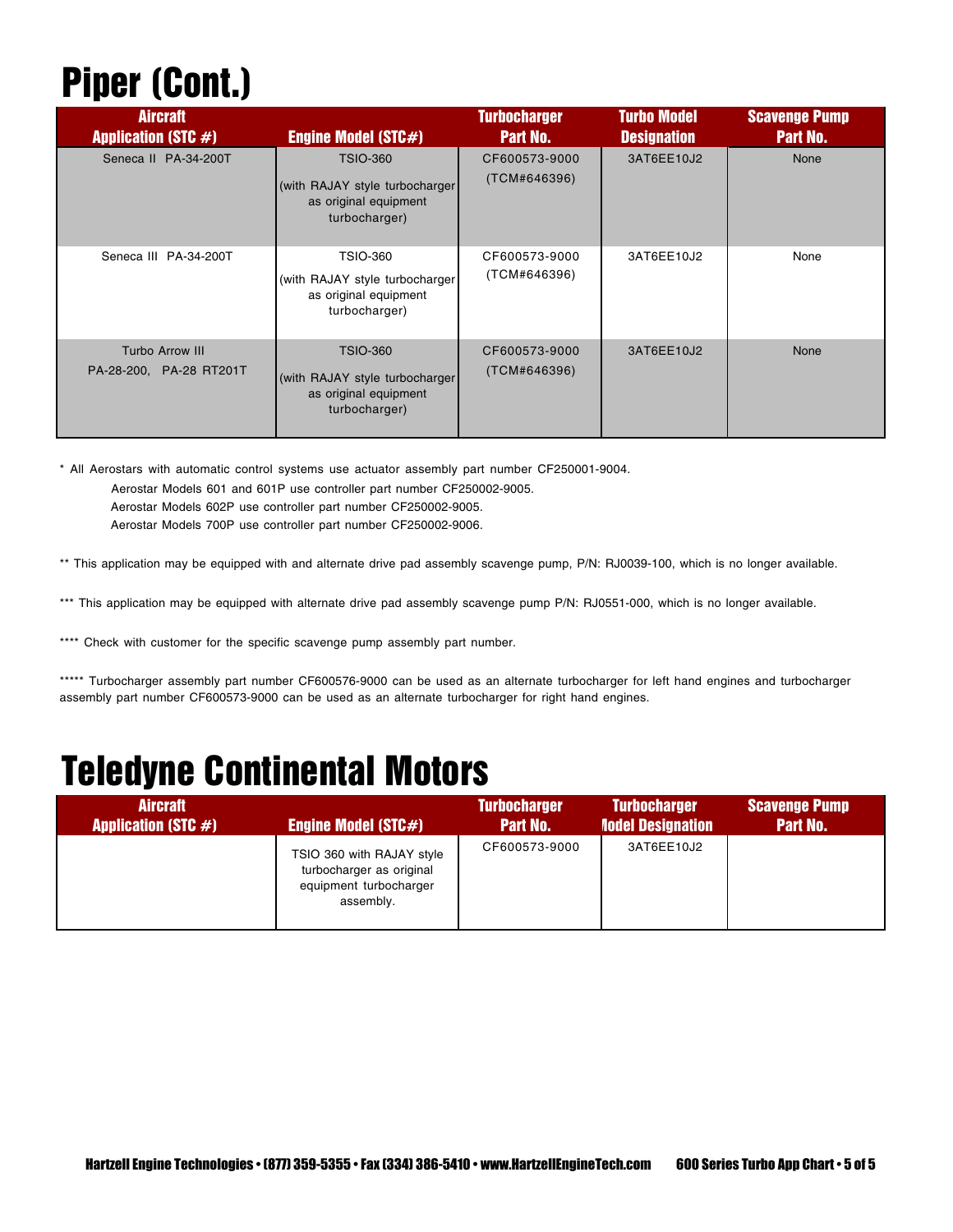# Piper (Cont.)

| Aircraft Application (STC #) | Engine Model (STC#) | Turbocharger Part No. | Turbo Model Designation | Scavenge Pump Part No. |
|---|---|---|---|---|
| Seneca II PA-34-200T | TSIO-360 (with RAJAY style turbocharger as original equipment turbocharger) | CF600573-9000 (TCM#646396) | 3AT6EE10J2 | None |
| Seneca III PA-34-200T | TSIO-360 (with RAJAY style turbocharger as original equipment turbocharger) | CF600573-9000 (TCM#646396) | 3AT6EE10J2 | None |
| Turbo Arrow III PA-28-200, PA-28 RT201T | TSIO-360 (with RAJAY style turbocharger as original equipment turbocharger) | CF600573-9000 (TCM#646396) | 3AT6EE10J2 | None |

\* All Aerostars with automatic control systems use actuator assembly part number CF250001-9004.
Aerostar Models 601 and 601P use controller part number CF250002-9005.
Aerostar Models 602P use controller part number CF250002-9005.
Aerostar Models 700P use controller part number CF250002-9006.

\** This application may be equipped with and alternate drive pad assembly scavenge pump, P/N: RJ0039-100, which is no longer available.

\*** This application may be equipped with alternate drive pad assembly scavenge pump P/N: RJ0551-000, which is no longer available.

\**** Check with customer for the specific scavenge pump assembly part number.

\***** Turbocharger assembly part number CF600576-9000 can be used as an alternate turbocharger for left hand engines and turbocharger assembly part number CF600573-9000 can be used as an alternate turbocharger for right hand engines.

# Teledyne Continental Motors

| Aircraft Application (STC #) | Engine Model (STC#) | Turbocharger Part No. | Turbocharger Model Designation | Scavenge Pump Part No. |
|---|---|---|---|---|
| | TSIO 360 with RAJAY style turbocharger as original equipment turbocharger assembly. | CF600573-9000 | 3AT6EE10J2 | |